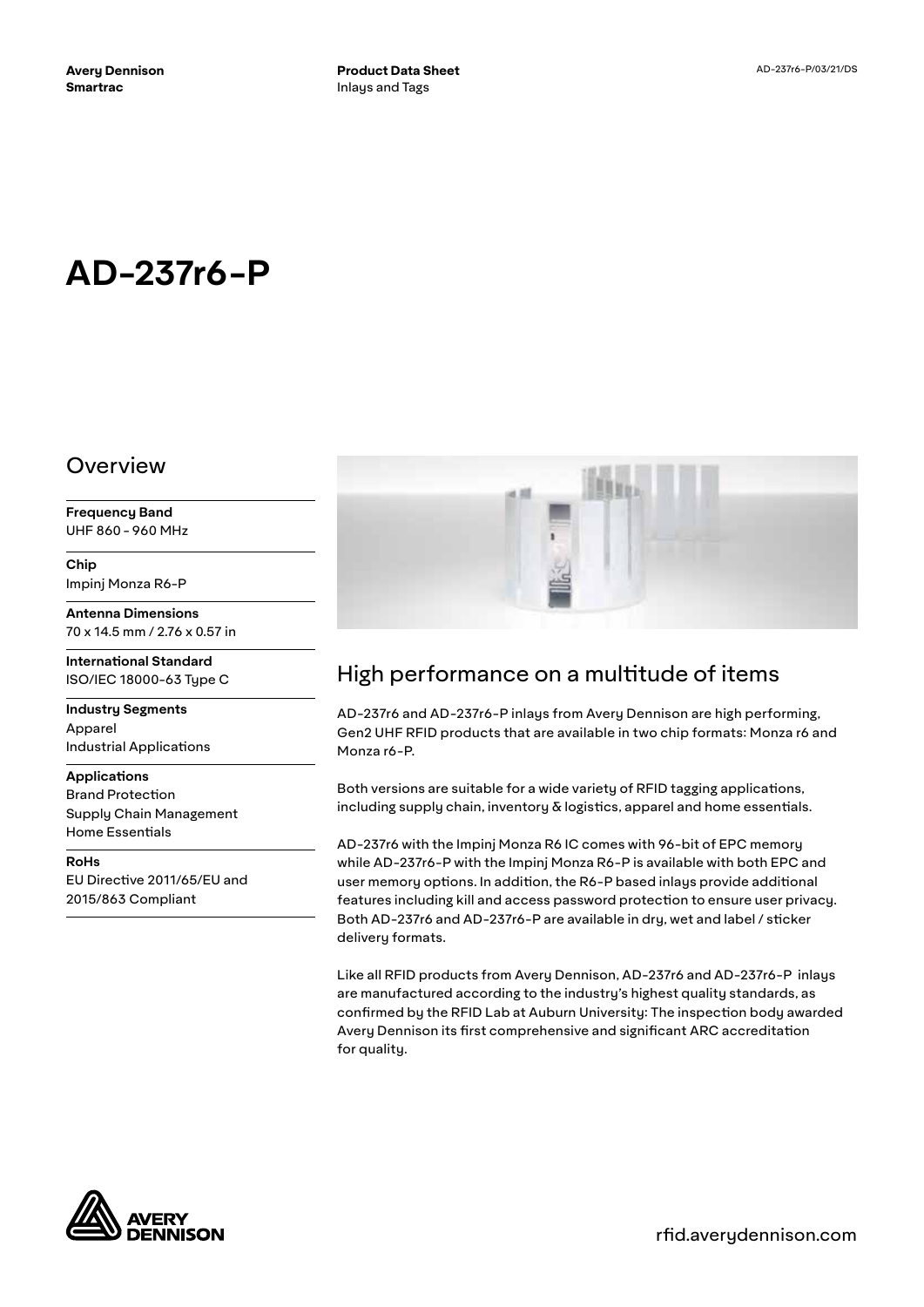Avery Dennison
Smartrac

**Product Data Sheet**
Inlays and Tags

AD-237r6-P/03/21/DS

# AD-237r6-P

## Overview

**Frequency Band**
UHF 860 - 960 MHz

**Chip**
Impinj Monza R6-P

**Antenna Dimensions**
70 x 14.5 mm / 2.76 x 0.57 in

**International Standard**
ISO/IEC 18000-63 Type C

**Industry Segments**
Apparel
Industrial Applications

**Applications**
Brand Protection
Supply Chain Management
Home Essentials

**RoHs**
EU Directive 2011/65/EU and 2015/863 Compliant

## High performance on a multitude of items

AD-237r6 and AD-237r6-P inlays from Avery Dennison are high performing, Gen2 UHF RFID products that are available in two chip formats: Monza r6 and Monza r6-P.

Both versions are suitable for a wide variety of RFID tagging applications, including supply chain, inventory & logistics, apparel and home essentials.

AD-237r6 with the Impinj Monza R6 IC comes with 96-bit of EPC memory while AD-237r6-P with the Impinj Monza R6-P is available with both EPC and user memory options. In addition, the R6-P based inlays provide additional features including kill and access password protection to ensure user privacy. Both AD-237r6 and AD-237r6-P are available in dry, wet and label / sticker delivery formats.

Like all RFID products from Avery Dennison, AD-237r6 and AD-237r6-P inlays are manufactured according to the industry's highest quality standards, as confirmed by the RFID Lab at Auburn University: The inspection body awarded Avery Dennison its first comprehensive and significant ARC accreditation for quality.

rfid.averydennison.com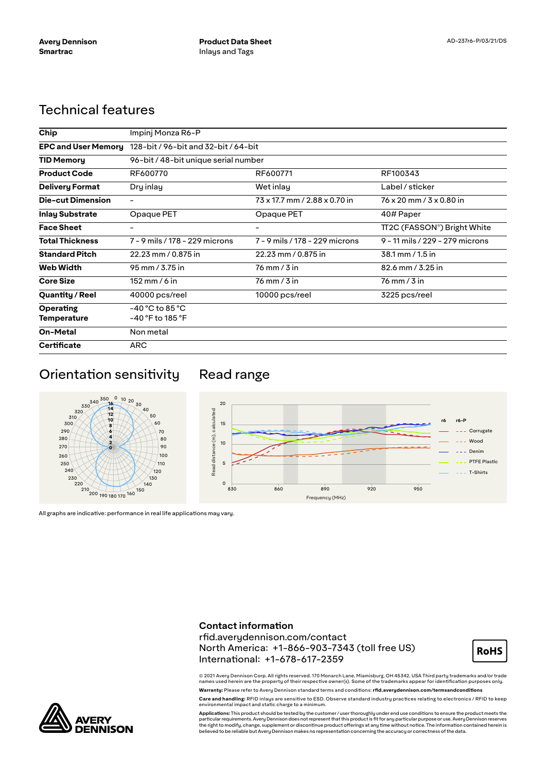# Technical features

| | | | |
|---|---|---|---|
| **Chip** | Impinj Monza R6-P | | |
| **EPC and User Memory** | 128-bit / 96-bit and 32-bit / 64-bit | | |
| **TID Memory** | 96-bit / 48-bit unique serial number | | |
| **Product Code** | RF600770 | RF600771 | RF100343 |
| **Delivery Format** | Dry inlay | Wet inlay | Label / sticker |
| **Die-cut Dimension** | – | 73 x 17.7 mm / 2.88 x 0.70 in | 76 x 20 mm / 3 x 0.80 in |
| **Inlay Substrate** | Opaque PET | Opaque PET | 40# Paper |
| **Face Sheet** | – | – | TT2C (FASSON®) Bright White |
| **Total Thickness** | 7 - 9 mils / 178 - 229 microns | 7 - 9 mils / 178 - 229 microns | 9 - 11 mils / 229 - 279 microns |
| **Standard Pitch** | 22.23 mm / 0.875 in | 22.23 mm / 0.875 in | 38.1 mm / 1.5 in |
| **Web Width** | 95 mm / 3.75 in | 76 mm / 3 in | 82.6 mm / 3.25 in |
| **Core Size** | 152 mm / 6 in | 76 mm / 3 in | 76 mm / 3 in |
| **Quantity / Reel** | 40000 pcs/reel | 10000 pcs/reel | 3225 pcs/reel |
| **Operating Temperature** | -40 °C to 85 °C<br>-40 °F to 185 °F | | |
| **On-Metal** | Non metal | | |
| **Certificate** | ARC | | |

## Orientation sensitivity

350 0 10 20 30 40 50 60 70 80 90 100 110 120 130 140 150 160 170 180 190 200 210 220 230 240 250 260 270 280 290 300 310 320 330 340

16 14 12 10 8 6 4 2 0

## Read range

Read distance (m), calculated

20 15 10 5 0

830 860 890 920 950

Frequency (MHz)

r6 r6-P

Corrugate

Wood

Denim

PTFE Plastic

T-Shirts

All graphs are indicative: performance in real life applications may vary.

**Contact information**

rfid.averydennison.com/contact

North America: +1-866-903-7343 (toll free US)

International: +1-678-617-2359

RoHS

© 2021 Avery Dennison Corp. All rights reserved. 170 Monarch Lane, Miamisburg, OH 45342, USA Third party trademarks and/or trade names used herein are the property of their respective owner(s). Some of the trademarks appear for identification purposes only.

**Warranty:** Please refer to Avery Dennison standard terms and conditions: **rfid.averydennison.com/termsandconditions**

**Care and handling:** RFID inlays are sensitive to ESD. Observe standard industry practices relating to electronics / RFID to keep environmental impact and static charge to a minimum.

**Applications:** This product should be tested by the customer / user thoroughly under end use conditions to ensure the product meets the particular requirements. Avery Dennison does not represent that this product is fit for any particular purpose or use. Avery Dennison reserves the right to modify, change, supplement or discontinue product offerings at any time without notice. The information contained herein is believed to be reliable but Avery Dennison makes no representation concerning the accuracy or correctness of the data.

AVERY DENNISON